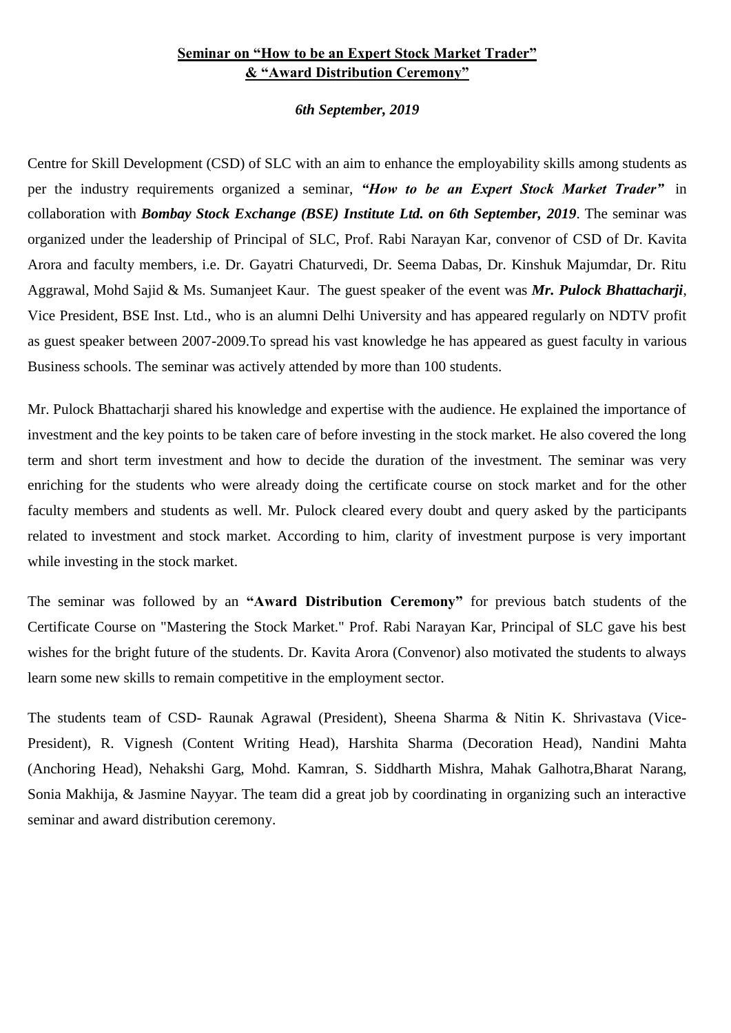## **Seminar on "How to be an Expert Stock Market Trader" & "Award Distribution Ceremony"**

***6th September, 2019***

Centre for Skill Development (CSD) of SLC with an aim to enhance the employability skills among students as per the industry requirements organized a seminar, ***"How to be an Expert Stock Market Trader"*** in collaboration with ***Bombay Stock Exchange (BSE) Institute Ltd. on 6th September, 2019***. The seminar was organized under the leadership of Principal of SLC, Prof. Rabi Narayan Kar, convenor of CSD of Dr. Kavita Arora and faculty members, i.e. Dr. Gayatri Chaturvedi, Dr. Seema Dabas, Dr. Kinshuk Majumdar, Dr. Ritu Aggrawal, Mohd Sajid & Ms. Sumanjeet Kaur. The guest speaker of the event was ***Mr. Pulock Bhattacharji***, Vice President, BSE Inst. Ltd., who is an alumni Delhi University and has appeared regularly on NDTV profit as guest speaker between 2007-2009.To spread his vast knowledge he has appeared as guest faculty in various Business schools. The seminar was actively attended by more than 100 students.

Mr. Pulock Bhattacharji shared his knowledge and expertise with the audience. He explained the importance of investment and the key points to be taken care of before investing in the stock market. He also covered the long term and short term investment and how to decide the duration of the investment. The seminar was very enriching for the students who were already doing the certificate course on stock market and for the other faculty members and students as well. Mr. Pulock cleared every doubt and query asked by the participants related to investment and stock market. According to him, clarity of investment purpose is very important while investing in the stock market.

The seminar was followed by an **"Award Distribution Ceremony"** for previous batch students of the Certificate Course on "Mastering the Stock Market." Prof. Rabi Narayan Kar, Principal of SLC gave his best wishes for the bright future of the students. Dr. Kavita Arora (Convenor) also motivated the students to always learn some new skills to remain competitive in the employment sector.

The students team of CSD- Raunak Agrawal (President), Sheena Sharma & Nitin K. Shrivastava (Vice-President), R. Vignesh (Content Writing Head), Harshita Sharma (Decoration Head), Nandini Mahta (Anchoring Head), Nehakshi Garg, Mohd. Kamran, S. Siddharth Mishra, Mahak Galhotra,Bharat Narang, Sonia Makhija, & Jasmine Nayyar. The team did a great job by coordinating in organizing such an interactive seminar and award distribution ceremony.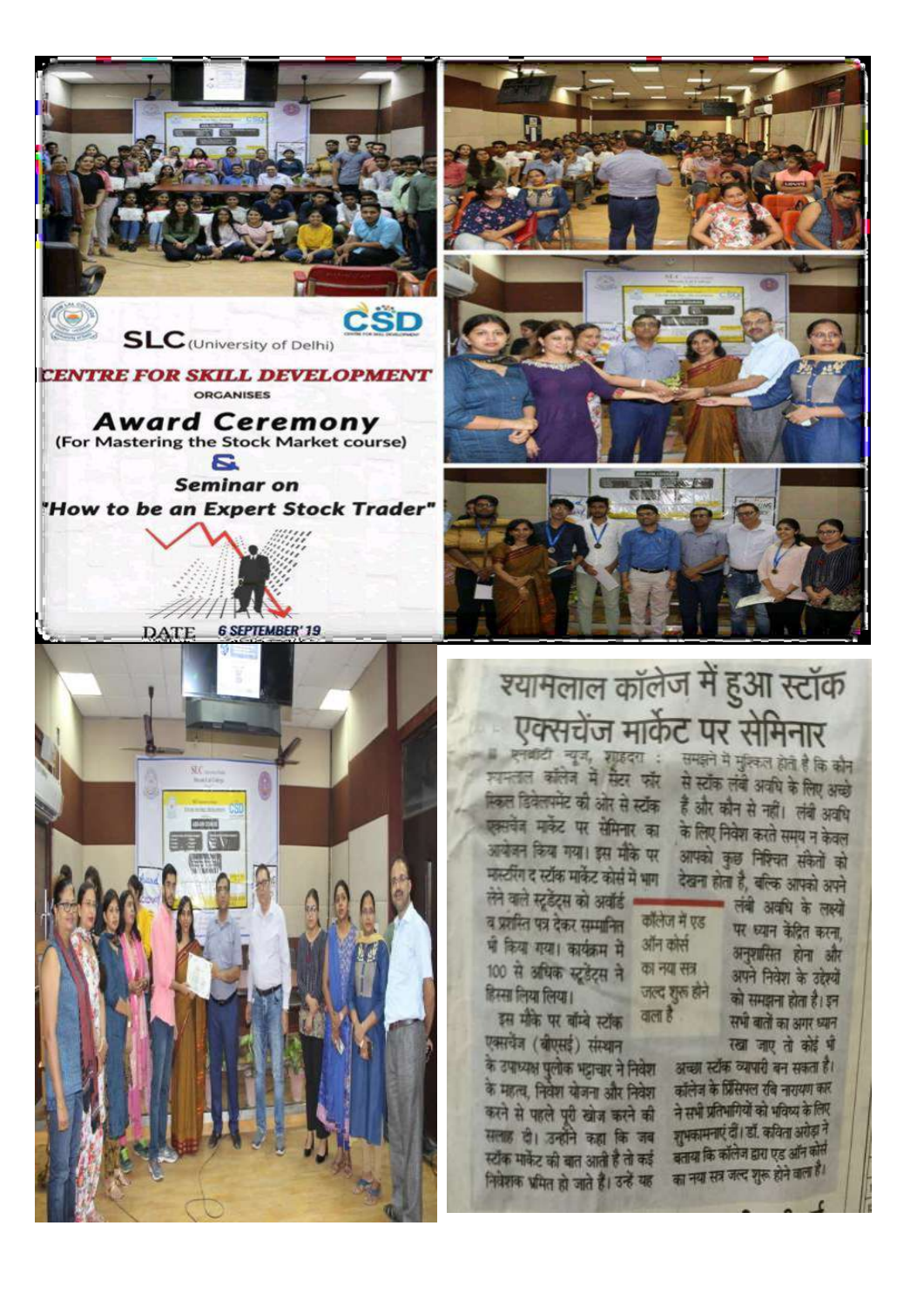SLC (University of Delhi)

CSD

# CENTRE FOR SKILL DEVELOPMENT

ORGANISES

## Award Ceremony

(For Mastering the Stock Market course)

&

### Seminar on

### "How to be an Expert Stock Trader"

DATE 6 SEPTEMBER' 19

# श्यामलाल कॉलेज में हुआ स्टॉक एक्सचेंज मार्केट पर सेमिनार

■ हमवाटी न्यूज, शाहदरा : श्यामलाल कॉलेज में सेंटर फॉर स्किल डिवेलपमेंट की ओर से स्टॉक एक्सचेंज मार्केट पर सेमिनार का आयोजन किया गया। इस मौके पर मास्टरिंग द स्टॉक मार्केट कोर्स में भाग लेने वाले स्टूडेंट्स को अवॉर्ड व प्रशस्ति पत्र देकर सम्मानित भी किया गया। कार्यक्रम में 100 से अधिक स्टूडेंट्स ने हिस्सा लिया लिया।

इस मौके पर बॉम्बे स्टॉक एक्सचेंज (बीएसई) संस्थान के उपाध्यक्ष पुलोक भट्टाचार ने निवेश के महत्व, निवेश योजना और निवेश करने से पहले पूरी खोज करने की सलाह दी। उन्होंने कहा कि जब स्टॉक मार्केट की बात आती है तो कई निवेशक भ्रमित हो जाते हैं। उन्हें यह समझने में मुश्किल होती है कि कौन से स्टॉक लंबी अवधि के लिए अच्छे हैं और कौन से नहीं। लंबी अवधि के लिए निवेश करते समय न केवल आपको कुछ निश्चित संकेतों को देखना होता है, बल्कि आपको अपने लंबी अवधि के लक्ष्यों पर ध्यान केंद्रित करना, अनुशासित होना और अपने निवेश के उद्देश्यों को समझना होता है। इन सभी बातों का अगर ध्यान रखा जाए तो कोई भी अच्छा स्टॉक व्यापारी बन सकता है। कॉलेज के प्रिंसिपल रबि नारायण कार ने सभी प्रतिभागियों को भविष्य के लिए शुभकामनाएं दीं। डॉ. कविता अरोड़ा ने बताया कि कॉलेज द्वारा एड ऑन कोर्स का नया सत्र जल्द शुरू होने वाला है।

कॉलेज में एड ऑन कोर्स का नया सत्र जल्द शुरू होने वाला है